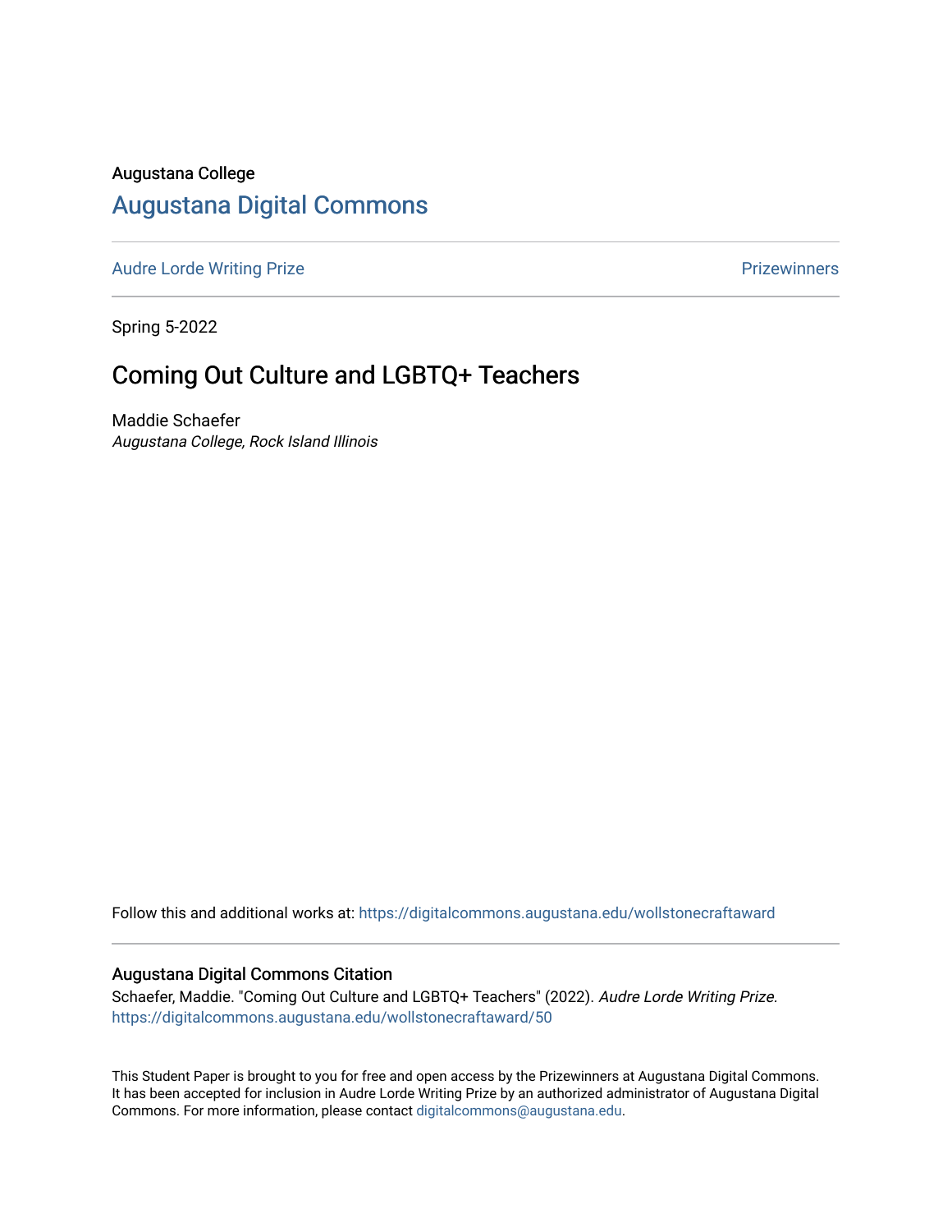Augustana College

# Augustana Digital Commons

Audre Lorde Writing Prize | Prizewinners

Spring 5-2022

## Coming Out Culture and LGBTQ+ Teachers

Maddie Schaefer
*Augustana College, Rock Island Illinois*

Follow this and additional works at: https://digitalcommons.augustana.edu/wollstonecraftaward

### Augustana Digital Commons Citation

Schaefer, Maddie. "Coming Out Culture and LGBTQ+ Teachers" (2022). *Audre Lorde Writing Prize.*
https://digitalcommons.augustana.edu/wollstonecraftaward/50

This Student Paper is brought to you for free and open access by the Prizewinners at Augustana Digital Commons. It has been accepted for inclusion in Audre Lorde Writing Prize by an authorized administrator of Augustana Digital Commons. For more information, please contact digitalcommons@augustana.edu.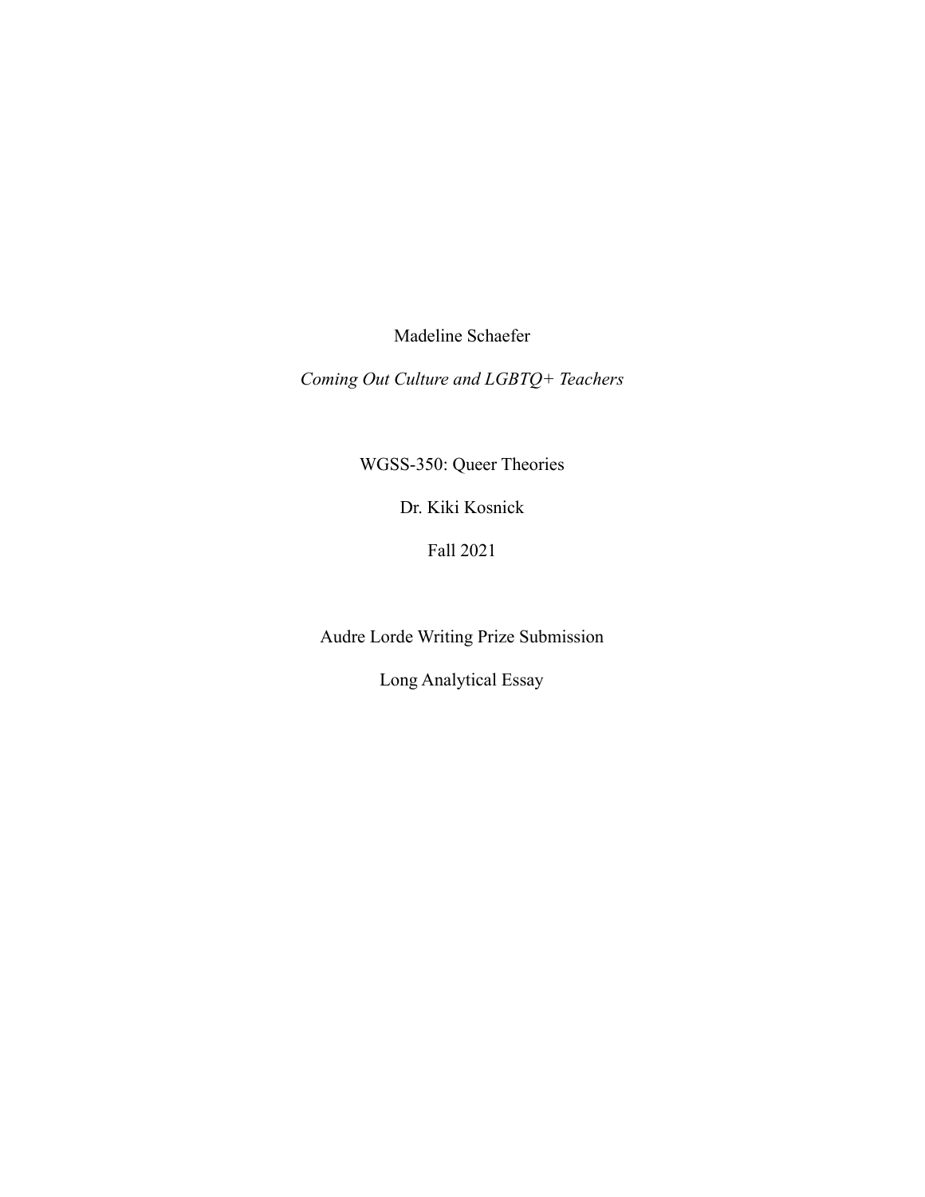Madeline Schaefer

*Coming Out Culture and LGBTQ+ Teachers*

WGSS-350: Queer Theories

Dr. Kiki Kosnick

Fall 2021

Audre Lorde Writing Prize Submission

Long Analytical Essay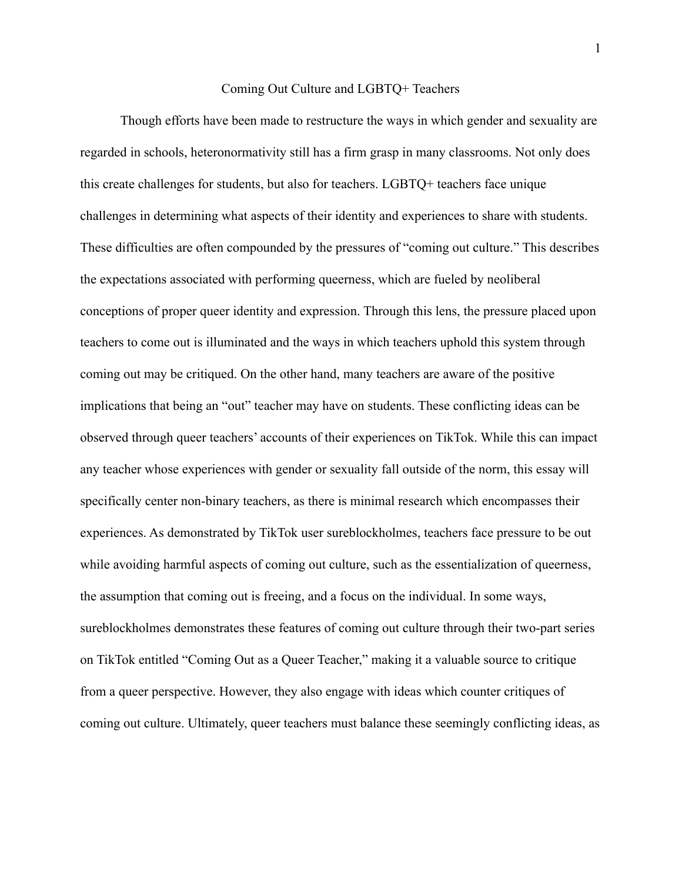# Coming Out Culture and LGBTQ+ Teachers

Though efforts have been made to restructure the ways in which gender and sexuality are regarded in schools, heteronormativity still has a firm grasp in many classrooms. Not only does this create challenges for students, but also for teachers. LGBTQ+ teachers face unique challenges in determining what aspects of their identity and experiences to share with students. These difficulties are often compounded by the pressures of "coming out culture." This describes the expectations associated with performing queerness, which are fueled by neoliberal conceptions of proper queer identity and expression. Through this lens, the pressure placed upon teachers to come out is illuminated and the ways in which teachers uphold this system through coming out may be critiqued. On the other hand, many teachers are aware of the positive implications that being an "out" teacher may have on students. These conflicting ideas can be observed through queer teachers' accounts of their experiences on TikTok. While this can impact any teacher whose experiences with gender or sexuality fall outside of the norm, this essay will specifically center non-binary teachers, as there is minimal research which encompasses their experiences. As demonstrated by TikTok user sureblockholmes, teachers face pressure to be out while avoiding harmful aspects of coming out culture, such as the essentialization of queerness, the assumption that coming out is freeing, and a focus on the individual. In some ways, sureblockholmes demonstrates these features of coming out culture through their two-part series on TikTok entitled "Coming Out as a Queer Teacher," making it a valuable source to critique from a queer perspective. However, they also engage with ideas which counter critiques of coming out culture. Ultimately, queer teachers must balance these seemingly conflicting ideas, as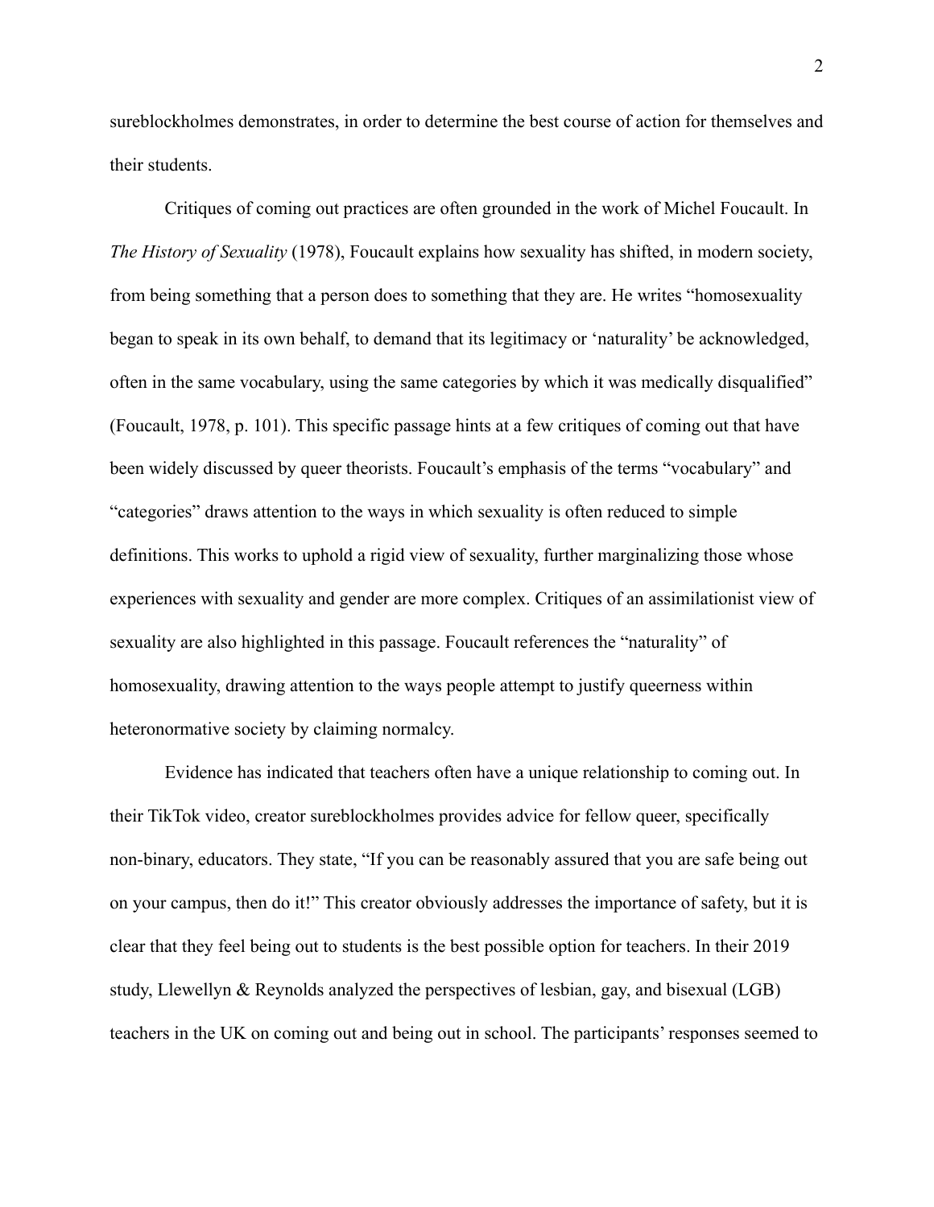sureblockholmes demonstrates, in order to determine the best course of action for themselves and their students.

Critiques of coming out practices are often grounded in the work of Michel Foucault. In *The History of Sexuality* (1978), Foucault explains how sexuality has shifted, in modern society, from being something that a person does to something that they are. He writes "homosexuality began to speak in its own behalf, to demand that its legitimacy or 'naturality' be acknowledged, often in the same vocabulary, using the same categories by which it was medically disqualified" (Foucault, 1978, p. 101). This specific passage hints at a few critiques of coming out that have been widely discussed by queer theorists. Foucault's emphasis of the terms "vocabulary" and "categories" draws attention to the ways in which sexuality is often reduced to simple definitions. This works to uphold a rigid view of sexuality, further marginalizing those whose experiences with sexuality and gender are more complex. Critiques of an assimilationist view of sexuality are also highlighted in this passage. Foucault references the "naturality" of homosexuality, drawing attention to the ways people attempt to justify queerness within heteronormative society by claiming normalcy.

Evidence has indicated that teachers often have a unique relationship to coming out. In their TikTok video, creator sureblockholmes provides advice for fellow queer, specifically non-binary, educators. They state, "If you can be reasonably assured that you are safe being out on your campus, then do it!" This creator obviously addresses the importance of safety, but it is clear that they feel being out to students is the best possible option for teachers. In their 2019 study, Llewellyn & Reynolds analyzed the perspectives of lesbian, gay, and bisexual (LGB) teachers in the UK on coming out and being out in school. The participants' responses seemed to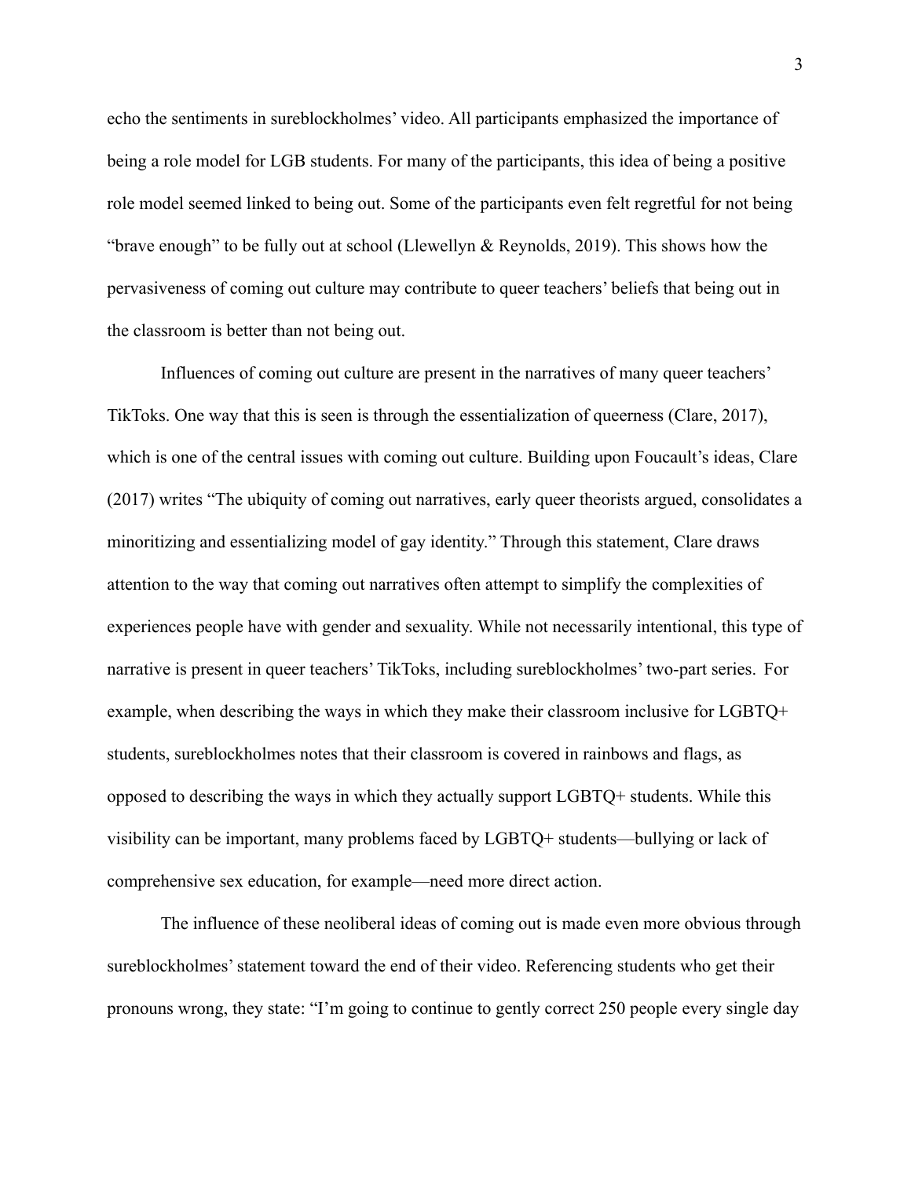echo the sentiments in sureblockholmes' video. All participants emphasized the importance of being a role model for LGB students. For many of the participants, this idea of being a positive role model seemed linked to being out. Some of the participants even felt regretful for not being "brave enough" to be fully out at school (Llewellyn & Reynolds, 2019). This shows how the pervasiveness of coming out culture may contribute to queer teachers' beliefs that being out in the classroom is better than not being out.

Influences of coming out culture are present in the narratives of many queer teachers' TikToks. One way that this is seen is through the essentialization of queerness (Clare, 2017), which is one of the central issues with coming out culture. Building upon Foucault's ideas, Clare (2017) writes "The ubiquity of coming out narratives, early queer theorists argued, consolidates a minoritizing and essentializing model of gay identity." Through this statement, Clare draws attention to the way that coming out narratives often attempt to simplify the complexities of experiences people have with gender and sexuality. While not necessarily intentional, this type of narrative is present in queer teachers' TikToks, including sureblockholmes' two-part series. For example, when describing the ways in which they make their classroom inclusive for LGBTQ+ students, sureblockholmes notes that their classroom is covered in rainbows and flags, as opposed to describing the ways in which they actually support LGBTQ+ students. While this visibility can be important, many problems faced by LGBTQ+ students—bullying or lack of comprehensive sex education, for example—need more direct action.

The influence of these neoliberal ideas of coming out is made even more obvious through sureblockholmes' statement toward the end of their video. Referencing students who get their pronouns wrong, they state: "I'm going to continue to gently correct 250 people every single day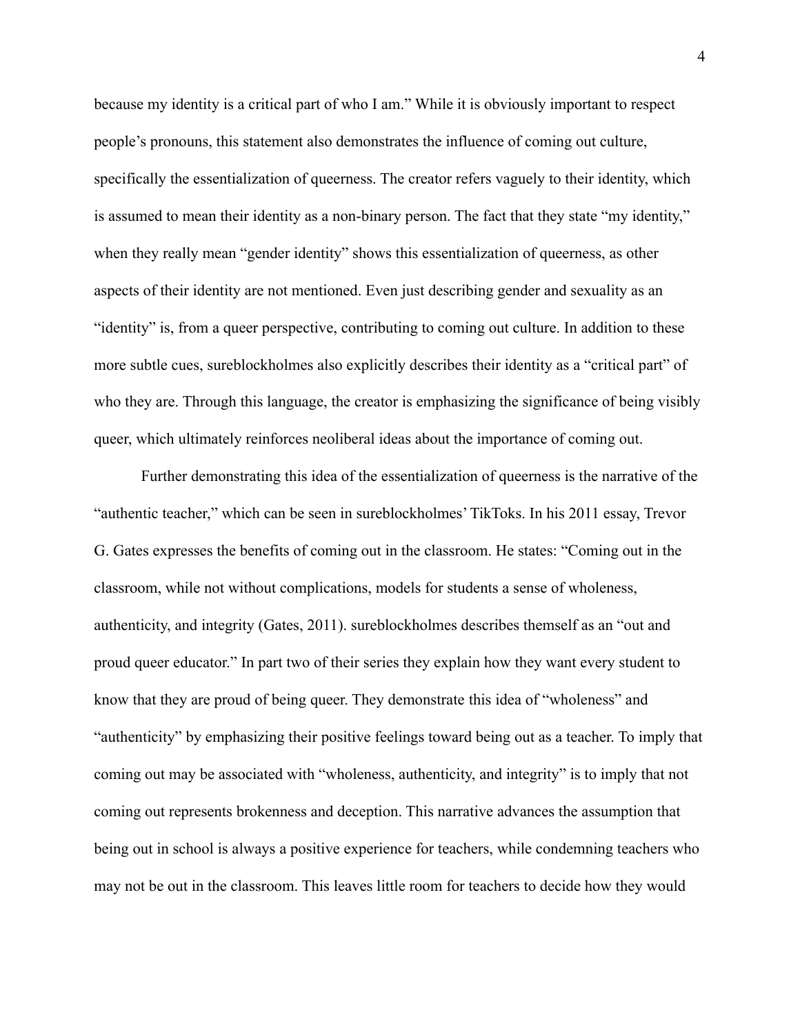because my identity is a critical part of who I am." While it is obviously important to respect people's pronouns, this statement also demonstrates the influence of coming out culture, specifically the essentialization of queerness. The creator refers vaguely to their identity, which is assumed to mean their identity as a non-binary person. The fact that they state "my identity," when they really mean "gender identity" shows this essentialization of queerness, as other aspects of their identity are not mentioned. Even just describing gender and sexuality as an "identity" is, from a queer perspective, contributing to coming out culture. In addition to these more subtle cues, sureblockholmes also explicitly describes their identity as a "critical part" of who they are. Through this language, the creator is emphasizing the significance of being visibly queer, which ultimately reinforces neoliberal ideas about the importance of coming out.

Further demonstrating this idea of the essentialization of queerness is the narrative of the "authentic teacher," which can be seen in sureblockholmes' TikToks. In his 2011 essay, Trevor G. Gates expresses the benefits of coming out in the classroom. He states: "Coming out in the classroom, while not without complications, models for students a sense of wholeness, authenticity, and integrity (Gates, 2011). sureblockholmes describes themself as an "out and proud queer educator." In part two of their series they explain how they want every student to know that they are proud of being queer. They demonstrate this idea of "wholeness" and "authenticity" by emphasizing their positive feelings toward being out as a teacher. To imply that coming out may be associated with "wholeness, authenticity, and integrity" is to imply that not coming out represents brokenness and deception. This narrative advances the assumption that being out in school is always a positive experience for teachers, while condemning teachers who may not be out in the classroom. This leaves little room for teachers to decide how they would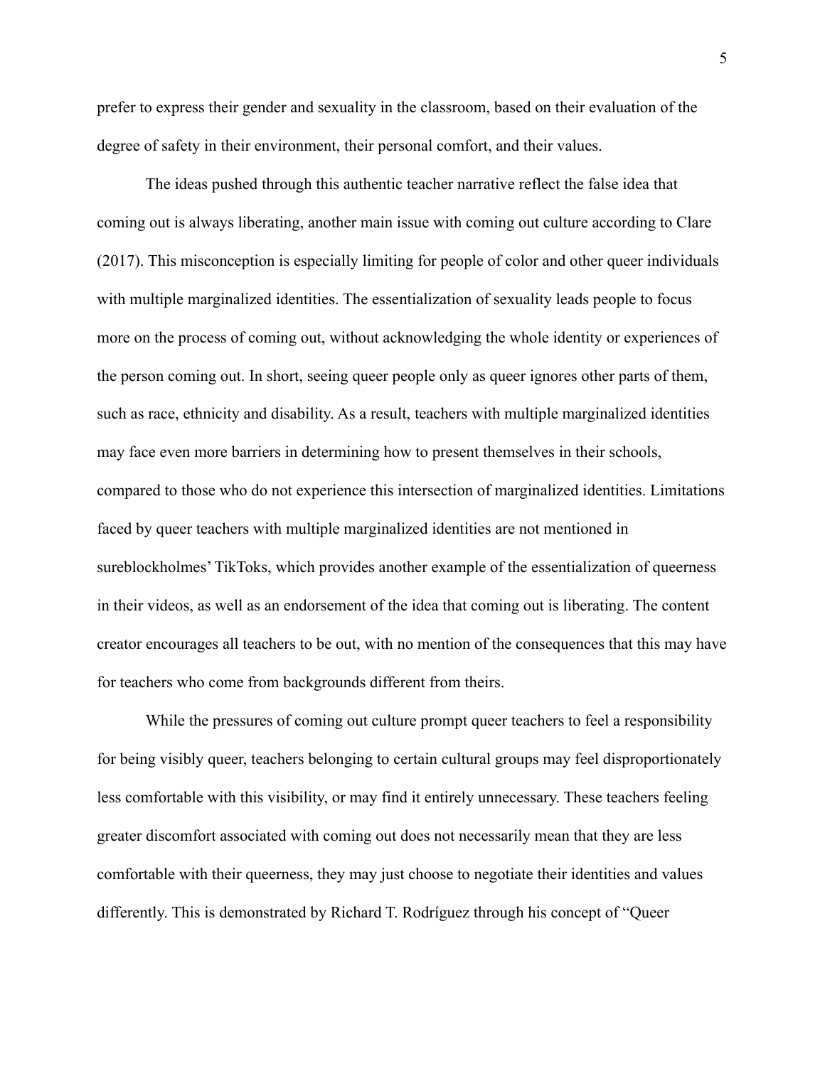prefer to express their gender and sexuality in the classroom, based on their evaluation of the degree of safety in their environment, their personal comfort, and their values.

The ideas pushed through this authentic teacher narrative reflect the false idea that coming out is always liberating, another main issue with coming out culture according to Clare (2017). This misconception is especially limiting for people of color and other queer individuals with multiple marginalized identities. The essentialization of sexuality leads people to focus more on the process of coming out, without acknowledging the whole identity or experiences of the person coming out. In short, seeing queer people only as queer ignores other parts of them, such as race, ethnicity and disability. As a result, teachers with multiple marginalized identities may face even more barriers in determining how to present themselves in their schools, compared to those who do not experience this intersection of marginalized identities. Limitations faced by queer teachers with multiple marginalized identities are not mentioned in sureblockholmes' TikToks, which provides another example of the essentialization of queerness in their videos, as well as an endorsement of the idea that coming out is liberating. The content creator encourages all teachers to be out, with no mention of the consequences that this may have for teachers who come from backgrounds different from theirs.

While the pressures of coming out culture prompt queer teachers to feel a responsibility for being visibly queer, teachers belonging to certain cultural groups may feel disproportionately less comfortable with this visibility, or may find it entirely unnecessary. These teachers feeling greater discomfort associated with coming out does not necessarily mean that they are less comfortable with their queerness, they may just choose to negotiate their identities and values differently. This is demonstrated by Richard T. Rodríguez through his concept of "Queer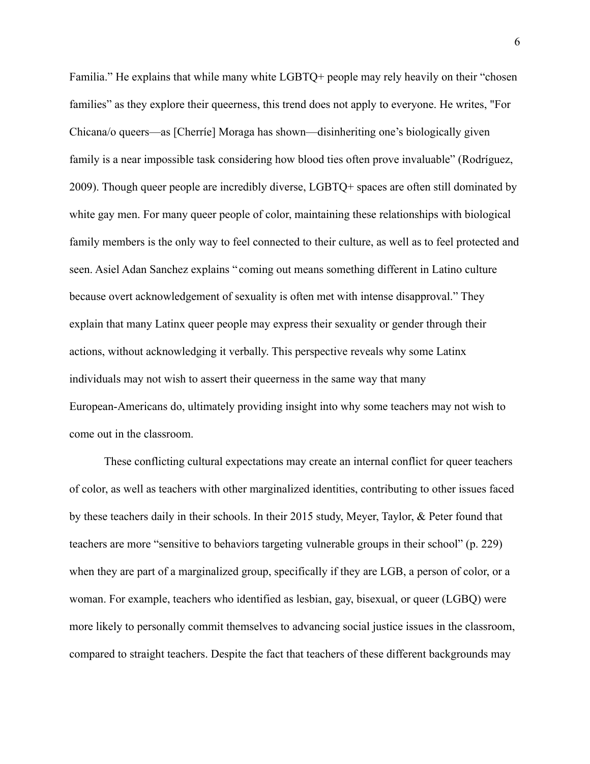Familia." He explains that while many white LGBTQ+ people may rely heavily on their "chosen families" as they explore their queerness, this trend does not apply to everyone. He writes, "For Chicana/o queers—as [Cherríe] Moraga has shown—disinheriting one's biologically given family is a near impossible task considering how blood ties often prove invaluable" (Rodríguez, 2009). Though queer people are incredibly diverse, LGBTQ+ spaces are often still dominated by white gay men. For many queer people of color, maintaining these relationships with biological family members is the only way to feel connected to their culture, as well as to feel protected and seen. Asiel Adan Sanchez explains "coming out means something different in Latino culture because overt acknowledgement of sexuality is often met with intense disapproval." They explain that many Latinx queer people may express their sexuality or gender through their actions, without acknowledging it verbally. This perspective reveals why some Latinx individuals may not wish to assert their queerness in the same way that many European-Americans do, ultimately providing insight into why some teachers may not wish to come out in the classroom.

These conflicting cultural expectations may create an internal conflict for queer teachers of color, as well as teachers with other marginalized identities, contributing to other issues faced by these teachers daily in their schools. In their 2015 study, Meyer, Taylor, & Peter found that teachers are more "sensitive to behaviors targeting vulnerable groups in their school" (p. 229) when they are part of a marginalized group, specifically if they are LGB, a person of color, or a woman. For example, teachers who identified as lesbian, gay, bisexual, or queer (LGBQ) were more likely to personally commit themselves to advancing social justice issues in the classroom, compared to straight teachers. Despite the fact that teachers of these different backgrounds may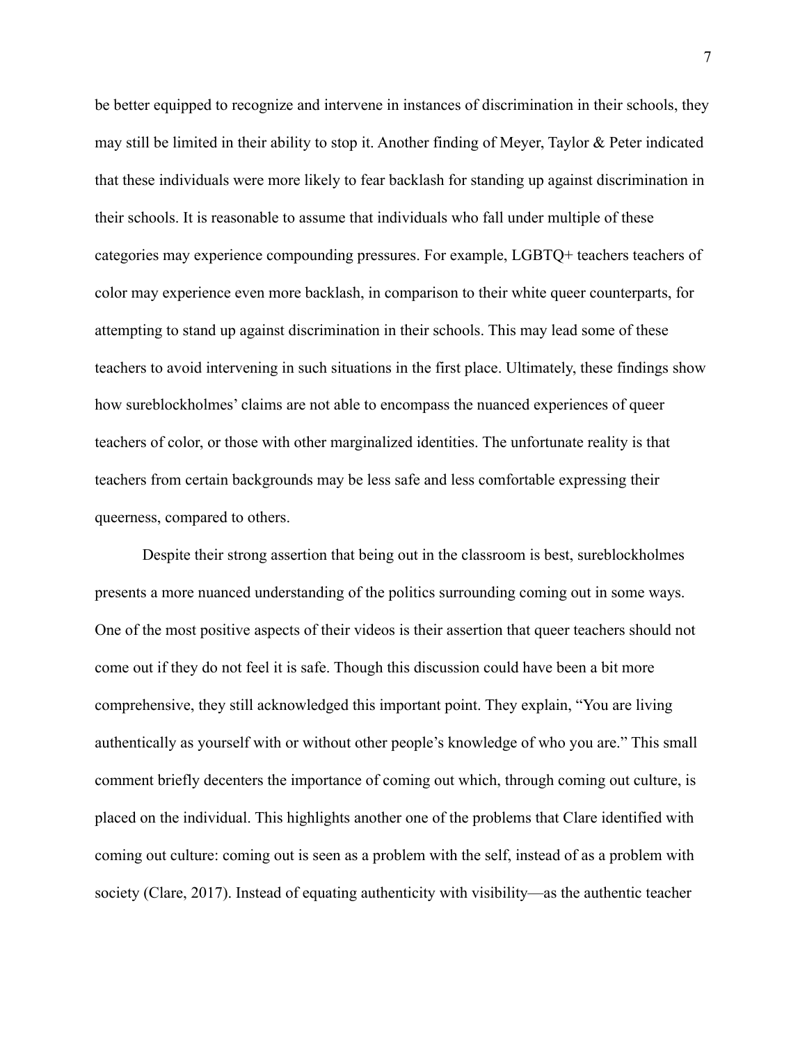be better equipped to recognize and intervene in instances of discrimination in their schools, they may still be limited in their ability to stop it. Another finding of Meyer, Taylor & Peter indicated that these individuals were more likely to fear backlash for standing up against discrimination in their schools. It is reasonable to assume that individuals who fall under multiple of these categories may experience compounding pressures. For example, LGBTQ+ teachers teachers of color may experience even more backlash, in comparison to their white queer counterparts, for attempting to stand up against discrimination in their schools. This may lead some of these teachers to avoid intervening in such situations in the first place. Ultimately, these findings show how sureblockholmes' claims are not able to encompass the nuanced experiences of queer teachers of color, or those with other marginalized identities. The unfortunate reality is that teachers from certain backgrounds may be less safe and less comfortable expressing their queerness, compared to others.

Despite their strong assertion that being out in the classroom is best, sureblockholmes presents a more nuanced understanding of the politics surrounding coming out in some ways. One of the most positive aspects of their videos is their assertion that queer teachers should not come out if they do not feel it is safe. Though this discussion could have been a bit more comprehensive, they still acknowledged this important point. They explain, "You are living authentically as yourself with or without other people's knowledge of who you are." This small comment briefly decenters the importance of coming out which, through coming out culture, is placed on the individual. This highlights another one of the problems that Clare identified with coming out culture: coming out is seen as a problem with the self, instead of as a problem with society (Clare, 2017). Instead of equating authenticity with visibility—as the authentic teacher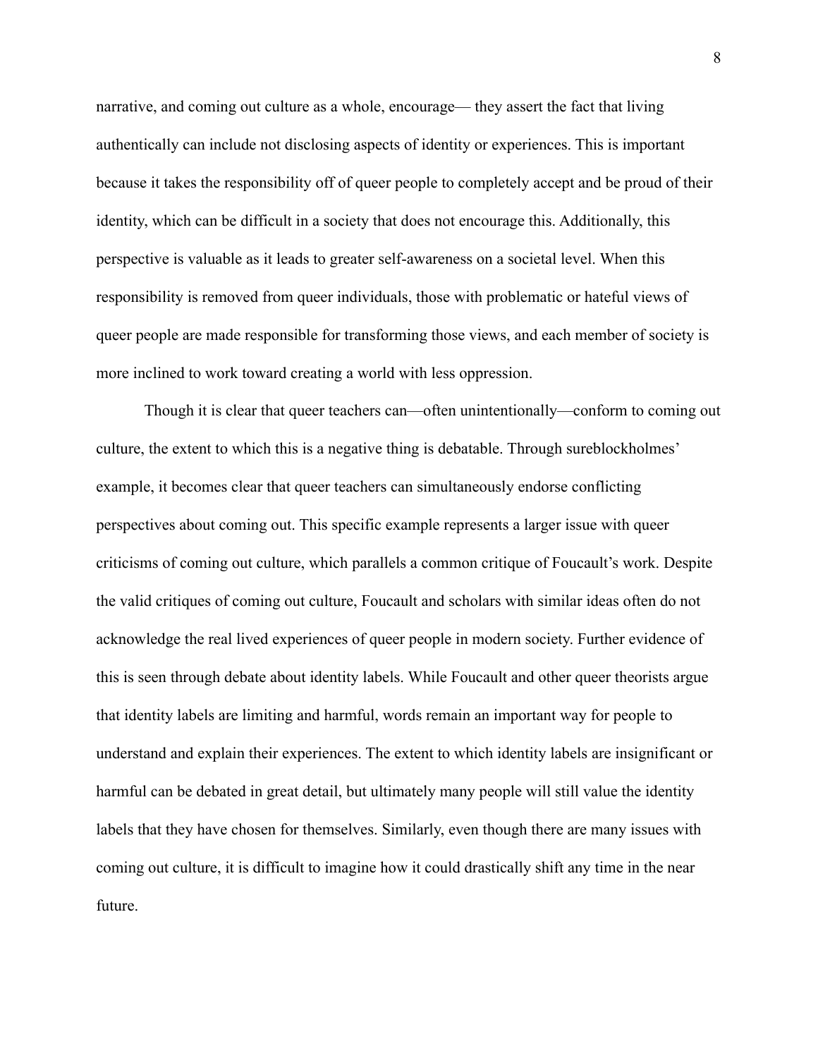narrative, and coming out culture as a whole, encourage— they assert the fact that living authentically can include not disclosing aspects of identity or experiences. This is important because it takes the responsibility off of queer people to completely accept and be proud of their identity, which can be difficult in a society that does not encourage this. Additionally, this perspective is valuable as it leads to greater self-awareness on a societal level. When this responsibility is removed from queer individuals, those with problematic or hateful views of queer people are made responsible for transforming those views, and each member of society is more inclined to work toward creating a world with less oppression.

Though it is clear that queer teachers can—often unintentionally—conform to coming out culture, the extent to which this is a negative thing is debatable. Through sureblockholmes' example, it becomes clear that queer teachers can simultaneously endorse conflicting perspectives about coming out. This specific example represents a larger issue with queer criticisms of coming out culture, which parallels a common critique of Foucault's work. Despite the valid critiques of coming out culture, Foucault and scholars with similar ideas often do not acknowledge the real lived experiences of queer people in modern society. Further evidence of this is seen through debate about identity labels. While Foucault and other queer theorists argue that identity labels are limiting and harmful, words remain an important way for people to understand and explain their experiences. The extent to which identity labels are insignificant or harmful can be debated in great detail, but ultimately many people will still value the identity labels that they have chosen for themselves. Similarly, even though there are many issues with coming out culture, it is difficult to imagine how it could drastically shift any time in the near future.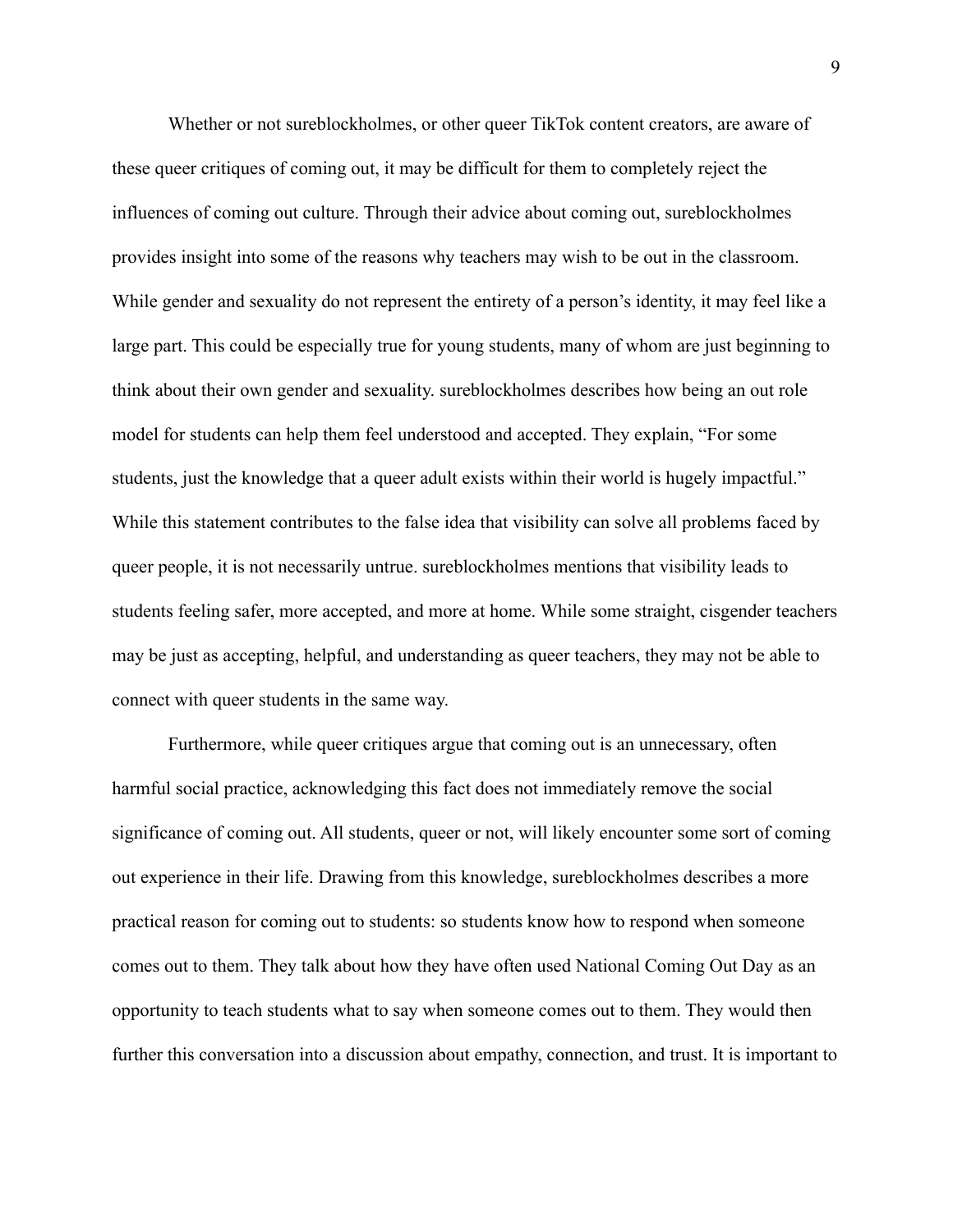Whether or not sureblockholmes, or other queer TikTok content creators, are aware of these queer critiques of coming out, it may be difficult for them to completely reject the influences of coming out culture. Through their advice about coming out, sureblockholmes provides insight into some of the reasons why teachers may wish to be out in the classroom. While gender and sexuality do not represent the entirety of a person's identity, it may feel like a large part. This could be especially true for young students, many of whom are just beginning to think about their own gender and sexuality. sureblockholmes describes how being an out role model for students can help them feel understood and accepted. They explain, "For some students, just the knowledge that a queer adult exists within their world is hugely impactful." While this statement contributes to the false idea that visibility can solve all problems faced by queer people, it is not necessarily untrue. sureblockholmes mentions that visibility leads to students feeling safer, more accepted, and more at home. While some straight, cisgender teachers may be just as accepting, helpful, and understanding as queer teachers, they may not be able to connect with queer students in the same way.

Furthermore, while queer critiques argue that coming out is an unnecessary, often harmful social practice, acknowledging this fact does not immediately remove the social significance of coming out. All students, queer or not, will likely encounter some sort of coming out experience in their life. Drawing from this knowledge, sureblockholmes describes a more practical reason for coming out to students: so students know how to respond when someone comes out to them. They talk about how they have often used National Coming Out Day as an opportunity to teach students what to say when someone comes out to them. They would then further this conversation into a discussion about empathy, connection, and trust. It is important to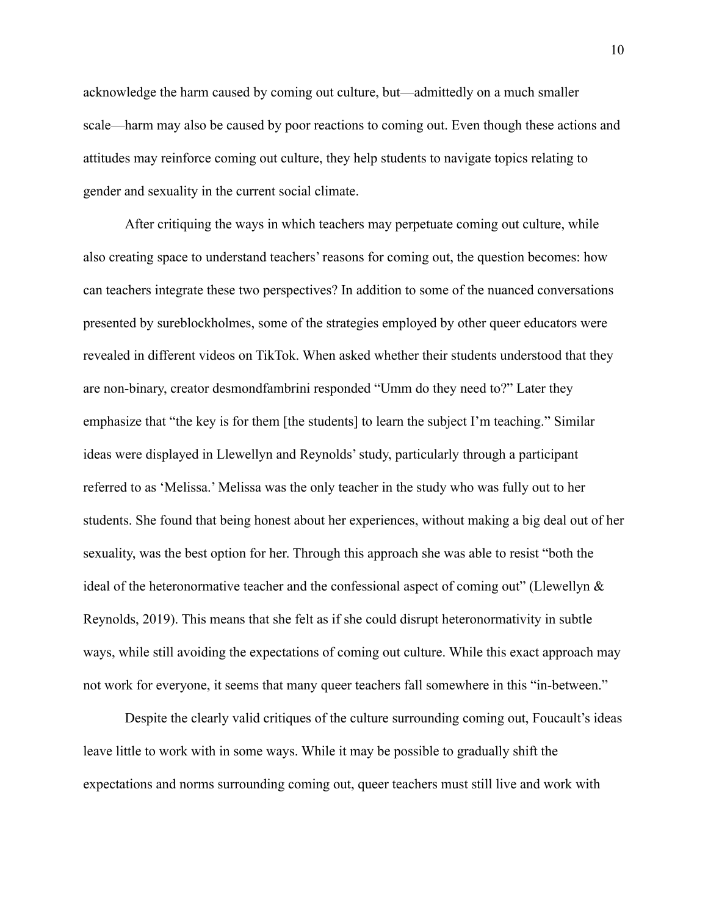acknowledge the harm caused by coming out culture, but—admittedly on a much smaller scale—harm may also be caused by poor reactions to coming out. Even though these actions and attitudes may reinforce coming out culture, they help students to navigate topics relating to gender and sexuality in the current social climate.

After critiquing the ways in which teachers may perpetuate coming out culture, while also creating space to understand teachers' reasons for coming out, the question becomes: how can teachers integrate these two perspectives? In addition to some of the nuanced conversations presented by sureblockholmes, some of the strategies employed by other queer educators were revealed in different videos on TikTok. When asked whether their students understood that they are non-binary, creator desmondfambrini responded "Umm do they need to?" Later they emphasize that "the key is for them [the students] to learn the subject I'm teaching." Similar ideas were displayed in Llewellyn and Reynolds' study, particularly through a participant referred to as 'Melissa.' Melissa was the only teacher in the study who was fully out to her students. She found that being honest about her experiences, without making a big deal out of her sexuality, was the best option for her. Through this approach she was able to resist "both the ideal of the heteronormative teacher and the confessional aspect of coming out" (Llewellyn & Reynolds, 2019). This means that she felt as if she could disrupt heteronormativity in subtle ways, while still avoiding the expectations of coming out culture. While this exact approach may not work for everyone, it seems that many queer teachers fall somewhere in this "in-between."

Despite the clearly valid critiques of the culture surrounding coming out, Foucault's ideas leave little to work with in some ways. While it may be possible to gradually shift the expectations and norms surrounding coming out, queer teachers must still live and work with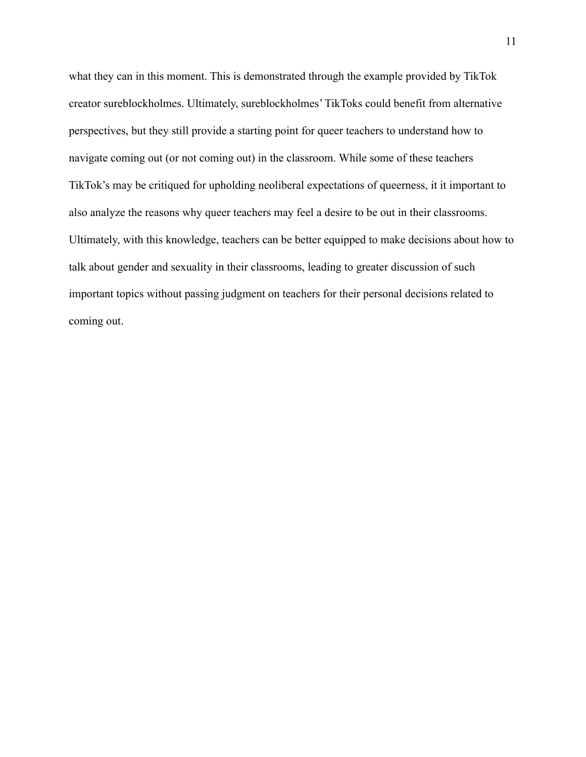what they can in this moment. This is demonstrated through the example provided by TikTok creator sureblockholmes. Ultimately, sureblockholmes' TikToks could benefit from alternative perspectives, but they still provide a starting point for queer teachers to understand how to navigate coming out (or not coming out) in the classroom. While some of these teachers TikTok's may be critiqued for upholding neoliberal expectations of queerness, it it important to also analyze the reasons why queer teachers may feel a desire to be out in their classrooms. Ultimately, with this knowledge, teachers can be better equipped to make decisions about how to talk about gender and sexuality in their classrooms, leading to greater discussion of such important topics without passing judgment on teachers for their personal decisions related to coming out.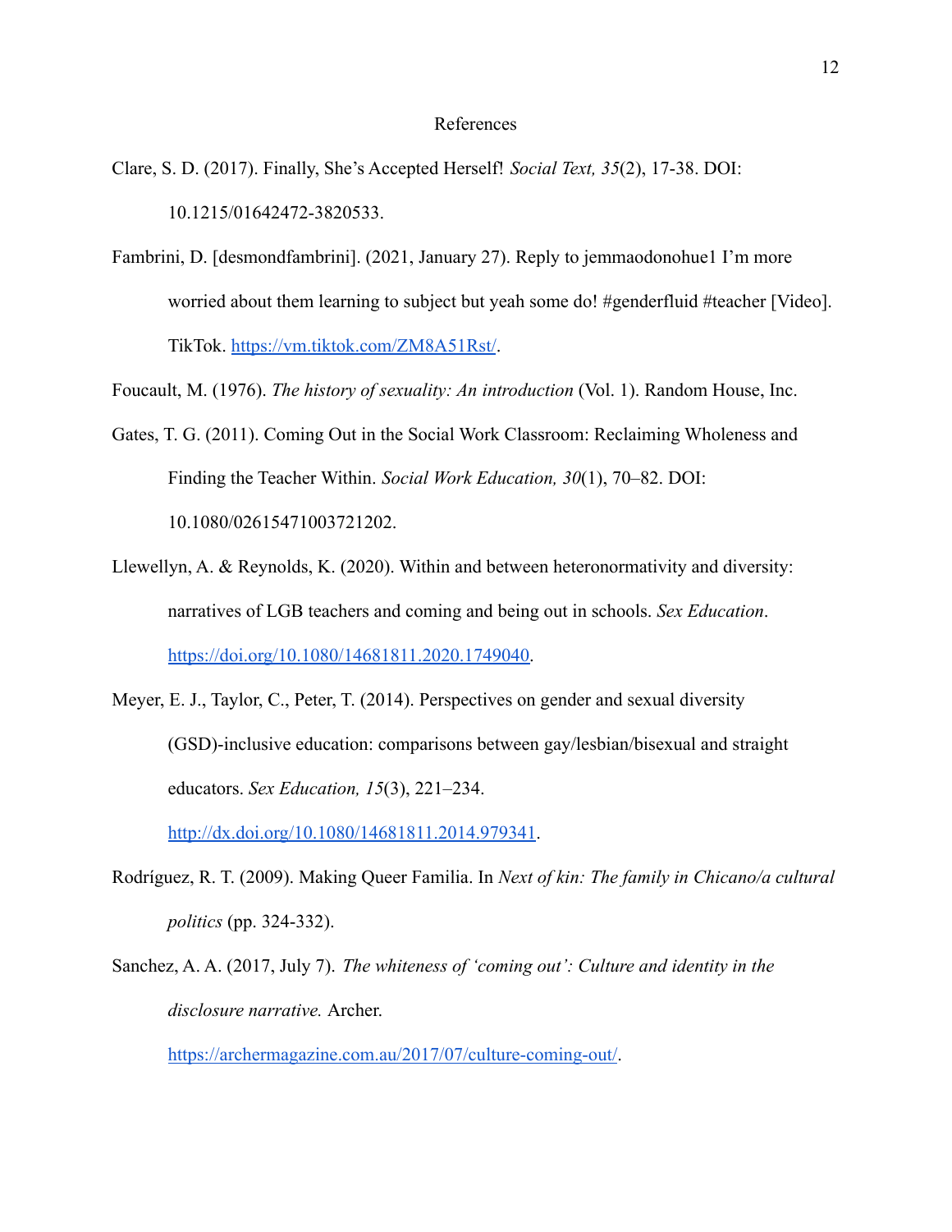# References

Clare, S. D. (2017). Finally, She's Accepted Herself! *Social Text, 35*(2), 17-38. DOI: 10.1215/01642472-3820533.

Fambrini, D. [desmondfambrini]. (2021, January 27). Reply to jemmaodonohue1 I'm more worried about them learning to subject but yeah some do! #genderfluid #teacher [Video]. TikTok. https://vm.tiktok.com/ZM8A51Rst/.

Foucault, M. (1976). *The history of sexuality: An introduction* (Vol. 1). Random House, Inc.

Gates, T. G. (2011). Coming Out in the Social Work Classroom: Reclaiming Wholeness and Finding the Teacher Within. *Social Work Education, 30*(1), 70–82. DOI: 10.1080/02615471003721202.

Llewellyn, A. & Reynolds, K. (2020). Within and between heteronormativity and diversity: narratives of LGB teachers and coming and being out in schools. *Sex Education*. https://doi.org/10.1080/14681811.2020.1749040.

Meyer, E. J., Taylor, C., Peter, T. (2014). Perspectives on gender and sexual diversity (GSD)-inclusive education: comparisons between gay/lesbian/bisexual and straight educators. *Sex Education, 15*(3), 221–234. http://dx.doi.org/10.1080/14681811.2014.979341.

Rodríguez, R. T. (2009). Making Queer Familia. In *Next of kin: The family in Chicano/a cultural politics* (pp. 324-332).

Sanchez, A. A. (2017, July 7). *The whiteness of 'coming out': Culture and identity in the disclosure narrative.* Archer. https://archermagazine.com.au/2017/07/culture-coming-out/.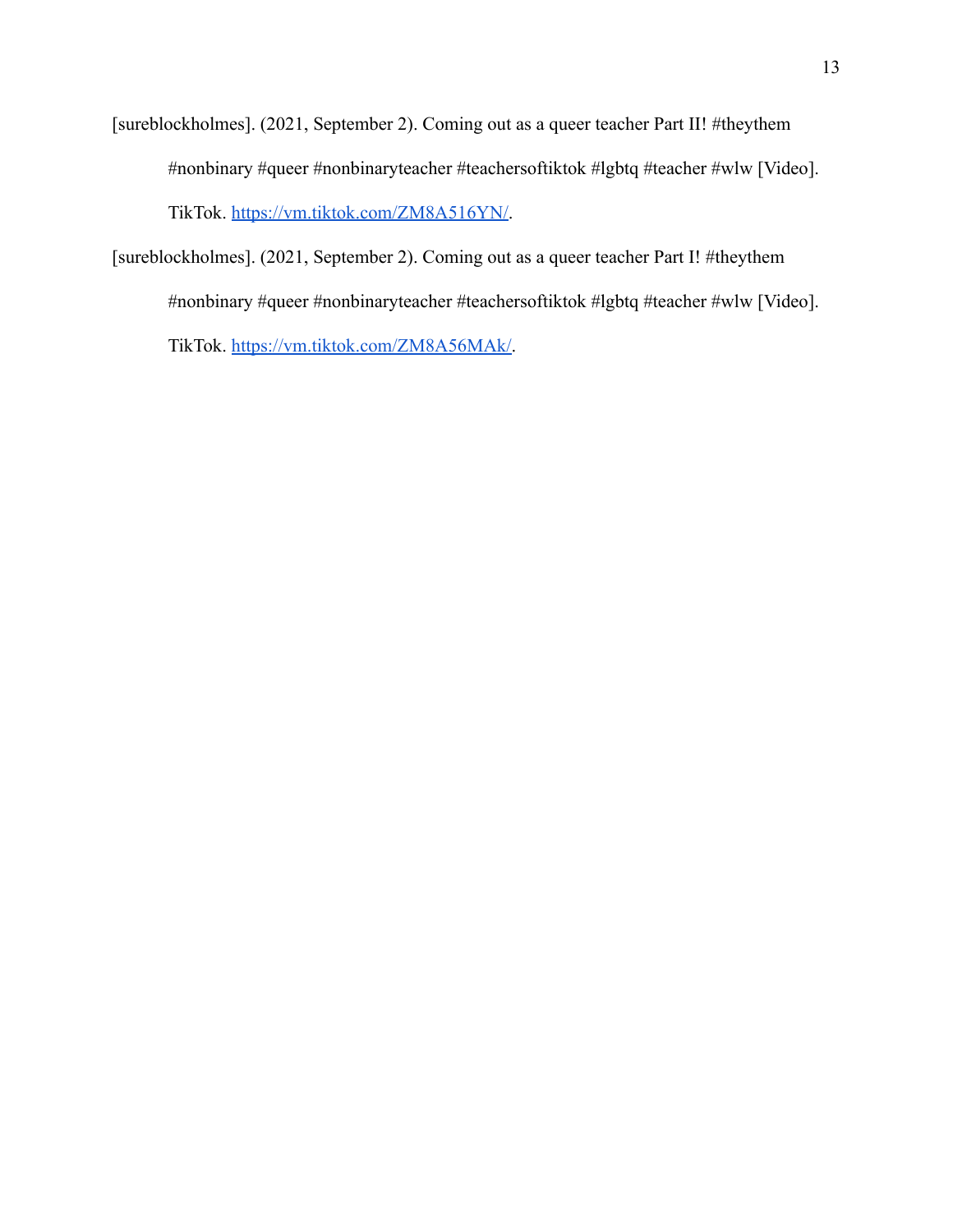[sureblockholmes]. (2021, September 2). Coming out as a queer teacher Part II! #theythem #nonbinary #queer #nonbinaryteacher #teachersoftiktok #lgbtq #teacher #wlw [Video]. TikTok. https://vm.tiktok.com/ZM8A516YN/.

[sureblockholmes]. (2021, September 2). Coming out as a queer teacher Part I! #theythem #nonbinary #queer #nonbinaryteacher #teachersoftiktok #lgbtq #teacher #wlw [Video]. TikTok. https://vm.tiktok.com/ZM8A56MAk/.